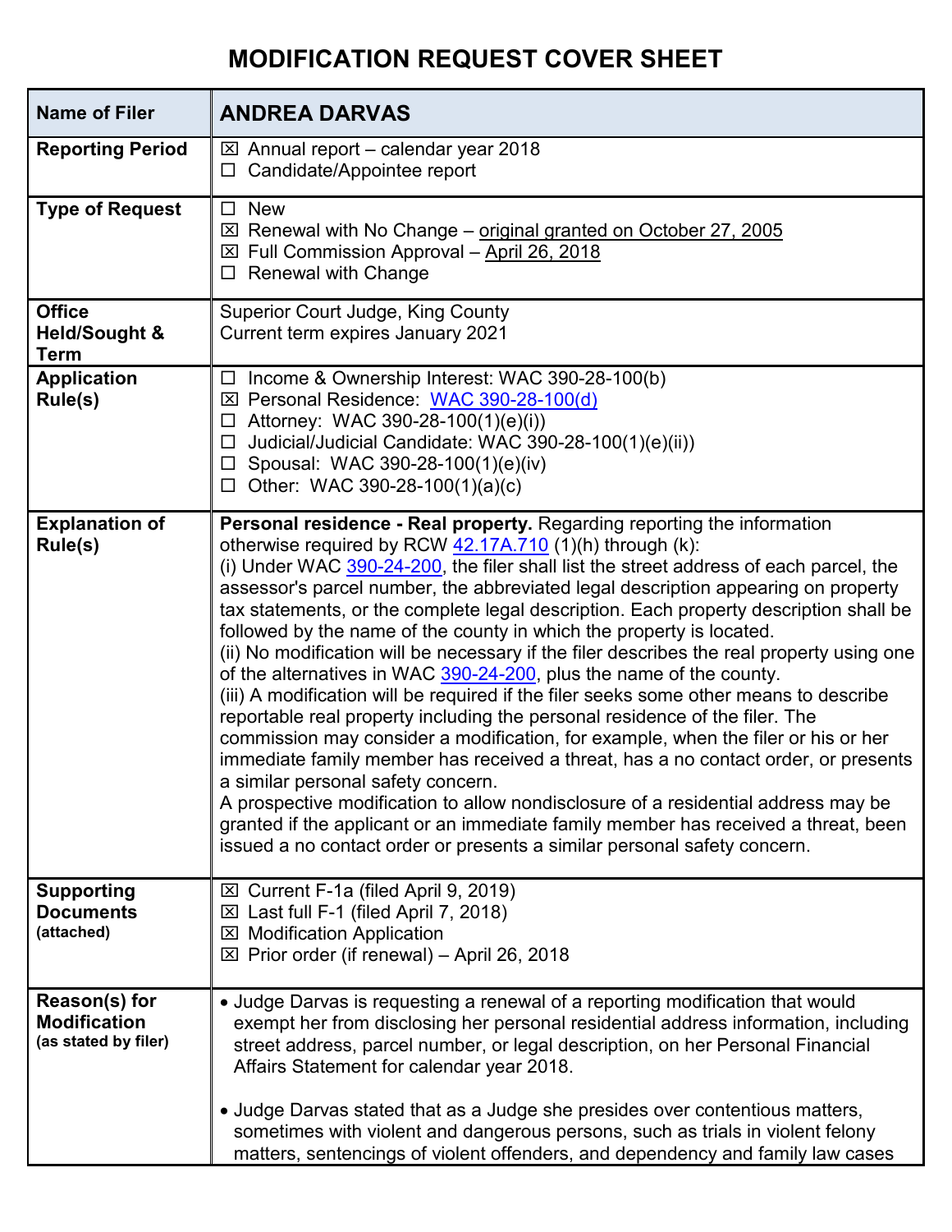# MODIFICATION REQUEST COVER SHEET

| Name of Filer | ANDREA DARVAS |
|---|---|
| **Reporting Period** | ☒ Annual report – calendar year 2018<br>☐ Candidate/Appointee report |
| **Type of Request** | ☐ New<br>☒ Renewal with No Change – original granted on October 27, 2005<br>☒ Full Commission Approval – April 26, 2018<br>☐ Renewal with Change |
| **Office Held/Sought & Term** | Superior Court Judge, King County<br>Current term expires January 2021 |
| **Application Rule(s)** | ☐ Income & Ownership Interest: WAC 390-28-100(b)<br>☒ Personal Residence: WAC 390-28-100(d)<br>☐ Attorney: WAC 390-28-100(1)(e)(i))<br>☐ Judicial/Judicial Candidate: WAC 390-28-100(1)(e)(ii))<br>☐ Spousal: WAC 390-28-100(1)(e)(iv)<br>☐ Other: WAC 390-28-100(1)(a)(c) |
| **Explanation of Rule(s)** | **Personal residence - Real property.** Regarding reporting the information otherwise required by RCW 42.17A.710 (1)(h) through (k):<br>(i) Under WAC 390-24-200, the filer shall list the street address of each parcel, the assessor's parcel number, the abbreviated legal description appearing on property tax statements, or the complete legal description. Each property description shall be followed by the name of the county in which the property is located.<br>(ii) No modification will be necessary if the filer describes the real property using one of the alternatives in WAC 390-24-200, plus the name of the county.<br>(iii) A modification will be required if the filer seeks some other means to describe reportable real property including the personal residence of the filer. The commission may consider a modification, for example, when the filer or his or her immediate family member has received a threat, has a no contact order, or presents a similar personal safety concern.<br>A prospective modification to allow nondisclosure of a residential address may be granted if the applicant or an immediate family member has received a threat, been issued a no contact order or presents a similar personal safety concern. |
| **Supporting Documents** (attached) | ☒ Current F-1a (filed April 9, 2019)<br>☒ Last full F-1 (filed April 7, 2018)<br>☒ Modification Application<br>☒ Prior order (if renewal) – April 26, 2018 |
| **Reason(s) for Modification** (as stated by filer) | • Judge Darvas is requesting a renewal of a reporting modification that would exempt her from disclosing her personal residential address information, including street address, parcel number, or legal description, on her Personal Financial Affairs Statement for calendar year 2018.<br><br>• Judge Darvas stated that as a Judge she presides over contentious matters, sometimes with violent and dangerous persons, such as trials in violent felony matters, sentencings of violent offenders, and dependency and family law cases |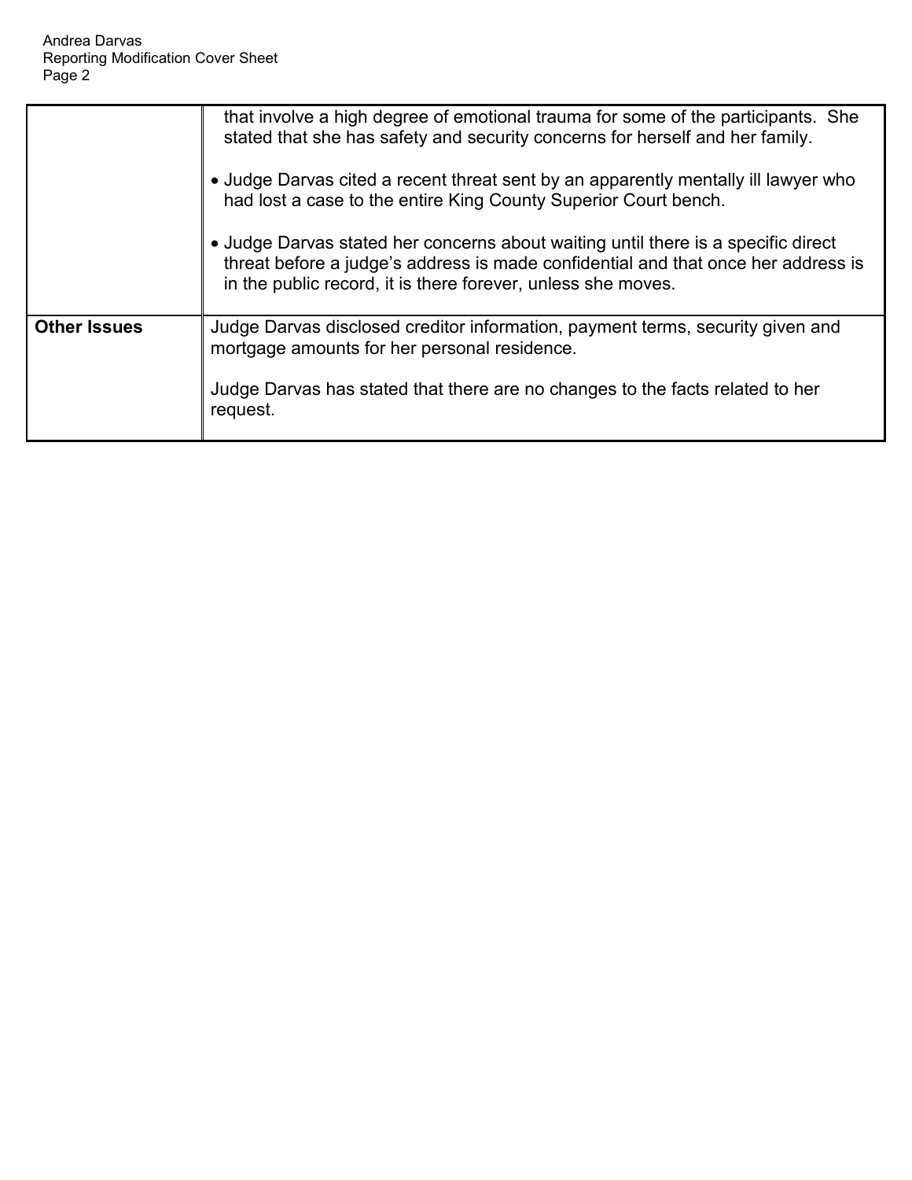| | |
|---|---|
| | that involve a high degree of emotional trauma for some of the participants. She stated that she has safety and security concerns for herself and her family.<br><br>• Judge Darvas cited a recent threat sent by an apparently mentally ill lawyer who had lost a case to the entire King County Superior Court bench.<br><br>• Judge Darvas stated her concerns about waiting until there is a specific direct threat before a judge's address is made confidential and that once her address is in the public record, it is there forever, unless she moves. |
| **Other Issues** | Judge Darvas disclosed creditor information, payment terms, security given and mortgage amounts for her personal residence.<br><br>Judge Darvas has stated that there are no changes to the facts related to her request. |